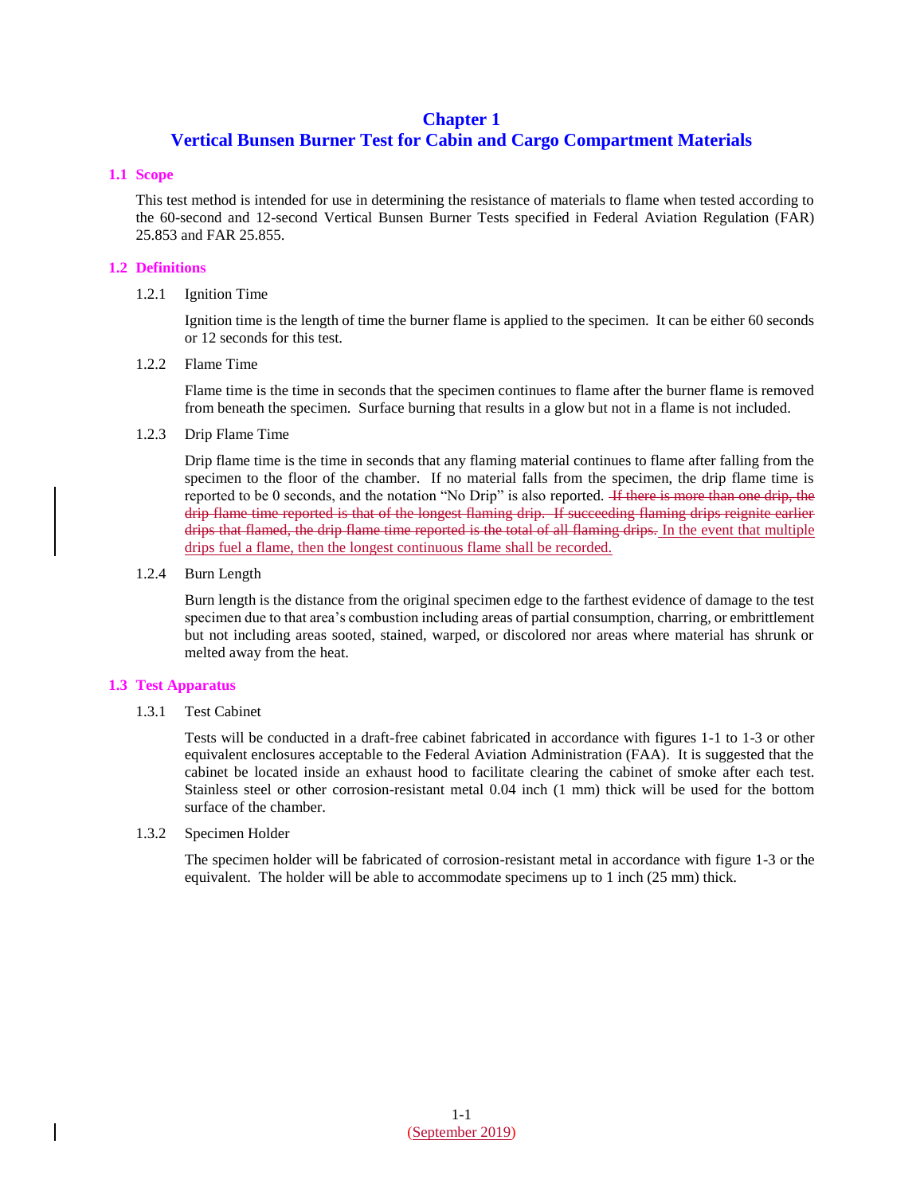# Chapter 1
# Vertical Bunsen Burner Test for Cabin and Cargo Compartment Materials

## 1.1 Scope

This test method is intended for use in determining the resistance of materials to flame when tested according to the 60-second and 12-second Vertical Bunsen Burner Tests specified in Federal Aviation Regulation (FAR) 25.853 and FAR 25.855.

## 1.2 Definitions

### 1.2.1 Ignition Time

Ignition time is the length of time the burner flame is applied to the specimen. It can be either 60 seconds or 12 seconds for this test.

### 1.2.2 Flame Time

Flame time is the time in seconds that the specimen continues to flame after the burner flame is removed from beneath the specimen. Surface burning that results in a glow but not in a flame is not included.

### 1.2.3 Drip Flame Time

Drip flame time is the time in seconds that any flaming material continues to flame after falling from the specimen to the floor of the chamber. If no material falls from the specimen, the drip flame time is reported to be 0 seconds, and the notation "No Drip" is also reported. ~~If there is more than one drip, the drip flame time reported is that of the longest flaming drip. If succeeding flaming drips reignite earlier drips that flamed, the drip flame time reported is the total of all flaming drips.~~ In the event that multiple drips fuel a flame, then the longest continuous flame shall be recorded.

### 1.2.4 Burn Length

Burn length is the distance from the original specimen edge to the farthest evidence of damage to the test specimen due to that area's combustion including areas of partial consumption, charring, or embrittlement but not including areas sooted, stained, warped, or discolored nor areas where material has shrunk or melted away from the heat.

## 1.3 Test Apparatus

### 1.3.1 Test Cabinet

Tests will be conducted in a draft-free cabinet fabricated in accordance with figures 1-1 to 1-3 or other equivalent enclosures acceptable to the Federal Aviation Administration (FAA). It is suggested that the cabinet be located inside an exhaust hood to facilitate clearing the cabinet of smoke after each test. Stainless steel or other corrosion-resistant metal 0.04 inch (1 mm) thick will be used for the bottom surface of the chamber.

### 1.3.2 Specimen Holder

The specimen holder will be fabricated of corrosion-resistant metal in accordance with figure 1-3 or the equivalent. The holder will be able to accommodate specimens up to 1 inch (25 mm) thick.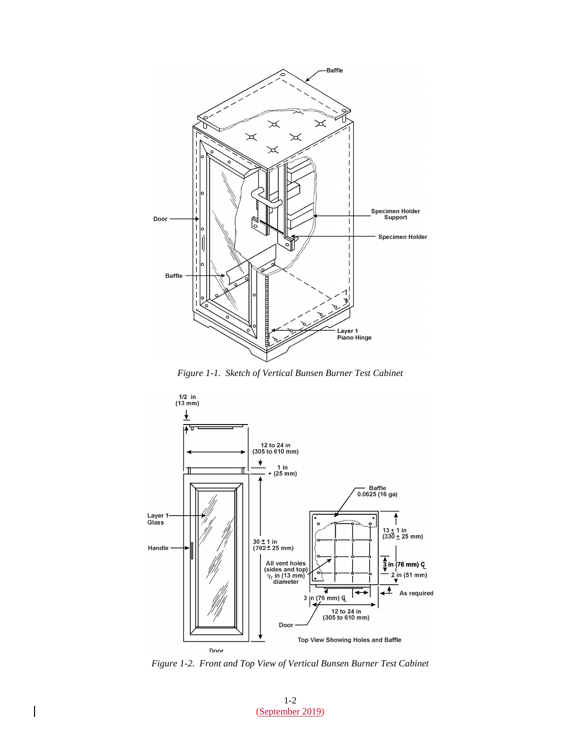Figure 1-1. Sketch of Vertical Bunsen Burner Test Cabinet

Figure 1-2. Front and Top View of Vertical Bunsen Burner Test Cabinet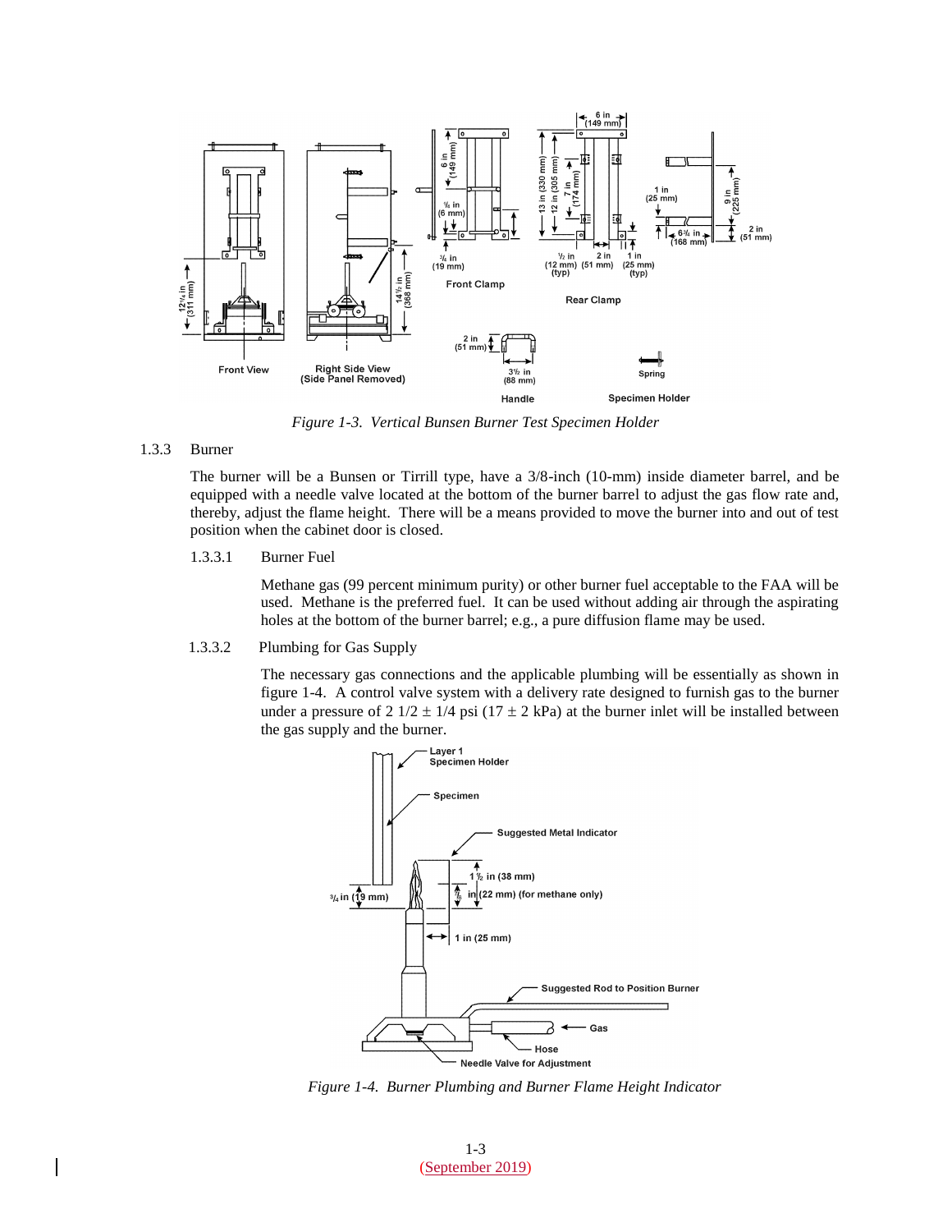*Figure 1-3. Vertical Bunsen Burner Test Specimen Holder*

### 1.3.3 Burner

The burner will be a Bunsen or Tirrill type, have a 3/8-inch (10-mm) inside diameter barrel, and be equipped with a needle valve located at the bottom of the burner barrel to adjust the gas flow rate and, thereby, adjust the flame height. There will be a means provided to move the burner into and out of test position when the cabinet door is closed.

#### 1.3.3.1 Burner Fuel

Methane gas (99 percent minimum purity) or other burner fuel acceptable to the FAA will be used. Methane is the preferred fuel. It can be used without adding air through the aspirating holes at the bottom of the burner barrel; e.g., a pure diffusion flame may be used.

#### 1.3.3.2 Plumbing for Gas Supply

The necessary gas connections and the applicable plumbing will be essentially as shown in figure 1-4. A control valve system with a delivery rate designed to furnish gas to the burner under a pressure of 2 1/2 ± 1/4 psi (17 ± 2 kPa) at the burner inlet will be installed between the gas supply and the burner.

*Figure 1-4. Burner Plumbing and Burner Flame Height Indicator*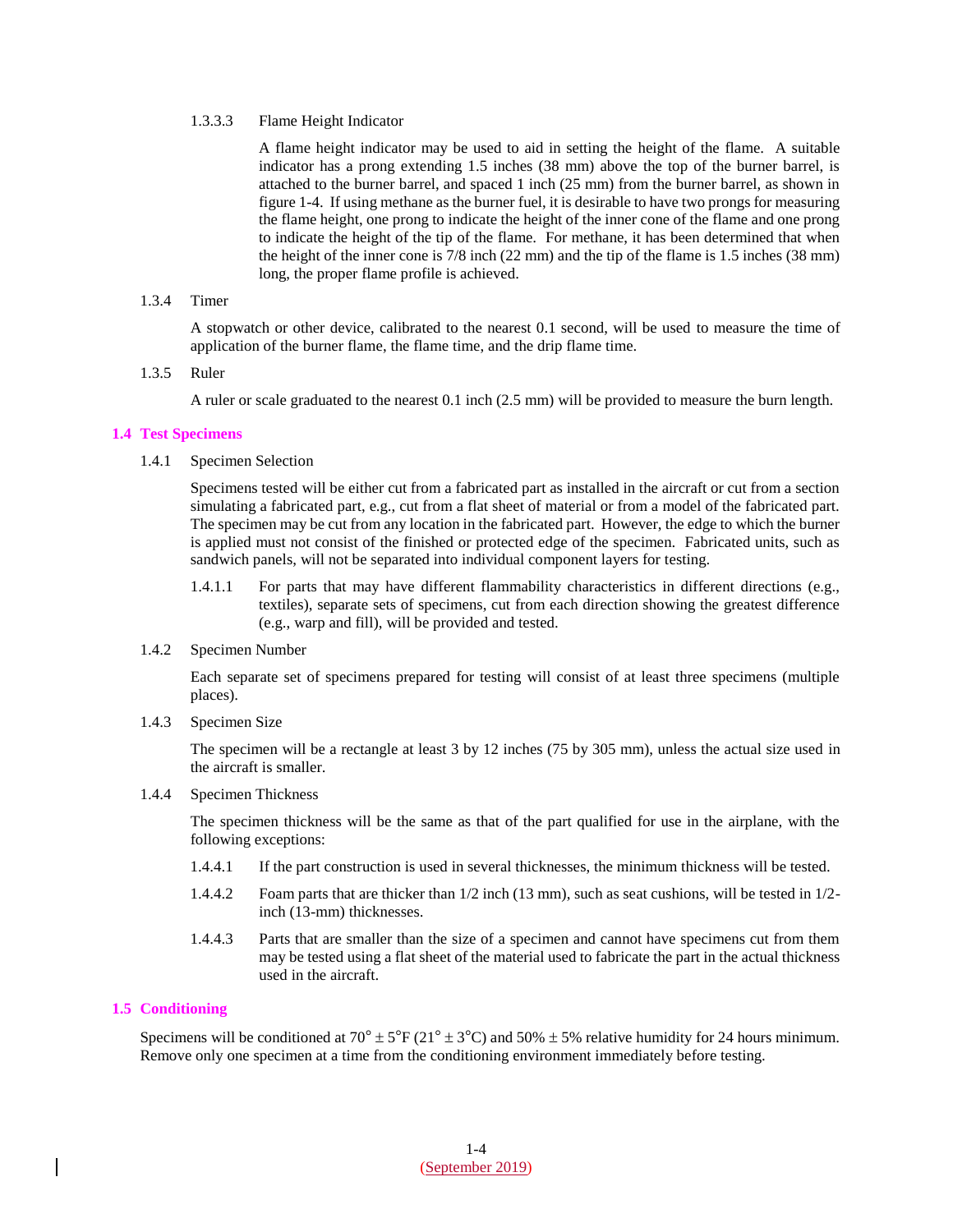#### 1.3.3.3 Flame Height Indicator

A flame height indicator may be used to aid in setting the height of the flame. A suitable indicator has a prong extending 1.5 inches (38 mm) above the top of the burner barrel, is attached to the burner barrel, and spaced 1 inch (25 mm) from the burner barrel, as shown in figure 1-4. If using methane as the burner fuel, it is desirable to have two prongs for measuring the flame height, one prong to indicate the height of the inner cone of the flame and one prong to indicate the height of the tip of the flame. For methane, it has been determined that when the height of the inner cone is 7/8 inch (22 mm) and the tip of the flame is 1.5 inches (38 mm) long, the proper flame profile is achieved.

### 1.3.4 Timer

A stopwatch or other device, calibrated to the nearest 0.1 second, will be used to measure the time of application of the burner flame, the flame time, and the drip flame time.

### 1.3.5 Ruler

A ruler or scale graduated to the nearest 0.1 inch (2.5 mm) will be provided to measure the burn length.

## 1.4 Test Specimens

### 1.4.1 Specimen Selection

Specimens tested will be either cut from a fabricated part as installed in the aircraft or cut from a section simulating a fabricated part, e.g., cut from a flat sheet of material or from a model of the fabricated part. The specimen may be cut from any location in the fabricated part. However, the edge to which the burner is applied must not consist of the finished or protected edge of the specimen. Fabricated units, such as sandwich panels, will not be separated into individual component layers for testing.

1.4.1.1 For parts that may have different flammability characteristics in different directions (e.g., textiles), separate sets of specimens, cut from each direction showing the greatest difference (e.g., warp and fill), will be provided and tested.

### 1.4.2 Specimen Number

Each separate set of specimens prepared for testing will consist of at least three specimens (multiple places).

### 1.4.3 Specimen Size

The specimen will be a rectangle at least 3 by 12 inches (75 by 305 mm), unless the actual size used in the aircraft is smaller.

### 1.4.4 Specimen Thickness

The specimen thickness will be the same as that of the part qualified for use in the airplane, with the following exceptions:

1.4.4.1 If the part construction is used in several thicknesses, the minimum thickness will be tested.

1.4.4.2 Foam parts that are thicker than 1/2 inch (13 mm), such as seat cushions, will be tested in 1/2-inch (13-mm) thicknesses.

1.4.4.3 Parts that are smaller than the size of a specimen and cannot have specimens cut from them may be tested using a flat sheet of the material used to fabricate the part in the actual thickness used in the aircraft.

## 1.5 Conditioning

Specimens will be conditioned at 70° ± 5°F (21° ± 3°C) and 50% ± 5% relative humidity for 24 hours minimum. Remove only one specimen at a time from the conditioning environment immediately before testing.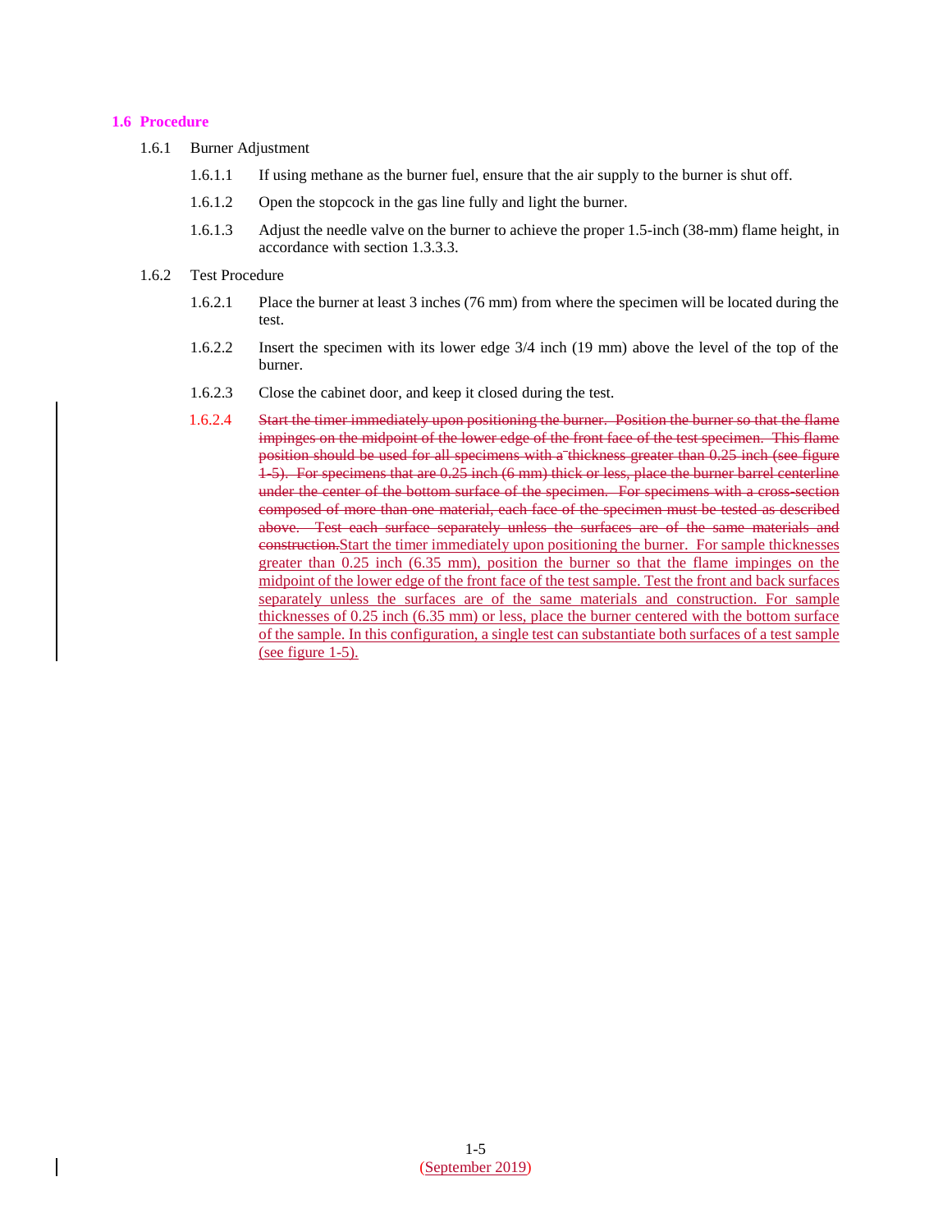## 1.6 Procedure

1.6.1 Burner Adjustment

1.6.1.1 If using methane as the burner fuel, ensure that the air supply to the burner is shut off.

1.6.1.2 Open the stopcock in the gas line fully and light the burner.

1.6.1.3 Adjust the needle valve on the burner to achieve the proper 1.5-inch (38-mm) flame height, in accordance with section 1.3.3.3.

1.6.2 Test Procedure

1.6.2.1 Place the burner at least 3 inches (76 mm) from where the specimen will be located during the test.

1.6.2.2 Insert the specimen with its lower edge 3/4 inch (19 mm) above the level of the top of the burner.

1.6.2.3 Close the cabinet door, and keep it closed during the test.

1.6.2.4 ~~Start the timer immediately upon positioning the burner. Position the burner so that the flame impinges on the midpoint of the lower edge of the front face of the test specimen. This flame position should be used for all specimens with a thickness greater than 0.25 inch (see figure 1-5). For specimens that are 0.25 inch (6 mm) thick or less, place the burner barrel centerline under the center of the bottom surface of the specimen. For specimens with a cross-section composed of more than one material, each face of the specimen must be tested as described above. Test each surface separately unless the surfaces are of the same materials and construction.~~ Start the timer immediately upon positioning the burner. For sample thicknesses greater than 0.25 inch (6.35 mm), position the burner so that the flame impinges on the midpoint of the lower edge of the front face of the test sample. Test the front and back surfaces separately unless the surfaces are of the same materials and construction. For sample thicknesses of 0.25 inch (6.35 mm) or less, place the burner centered with the bottom surface of the sample. In this configuration, a single test can substantiate both surfaces of a test sample (see figure 1-5).

(September 2019)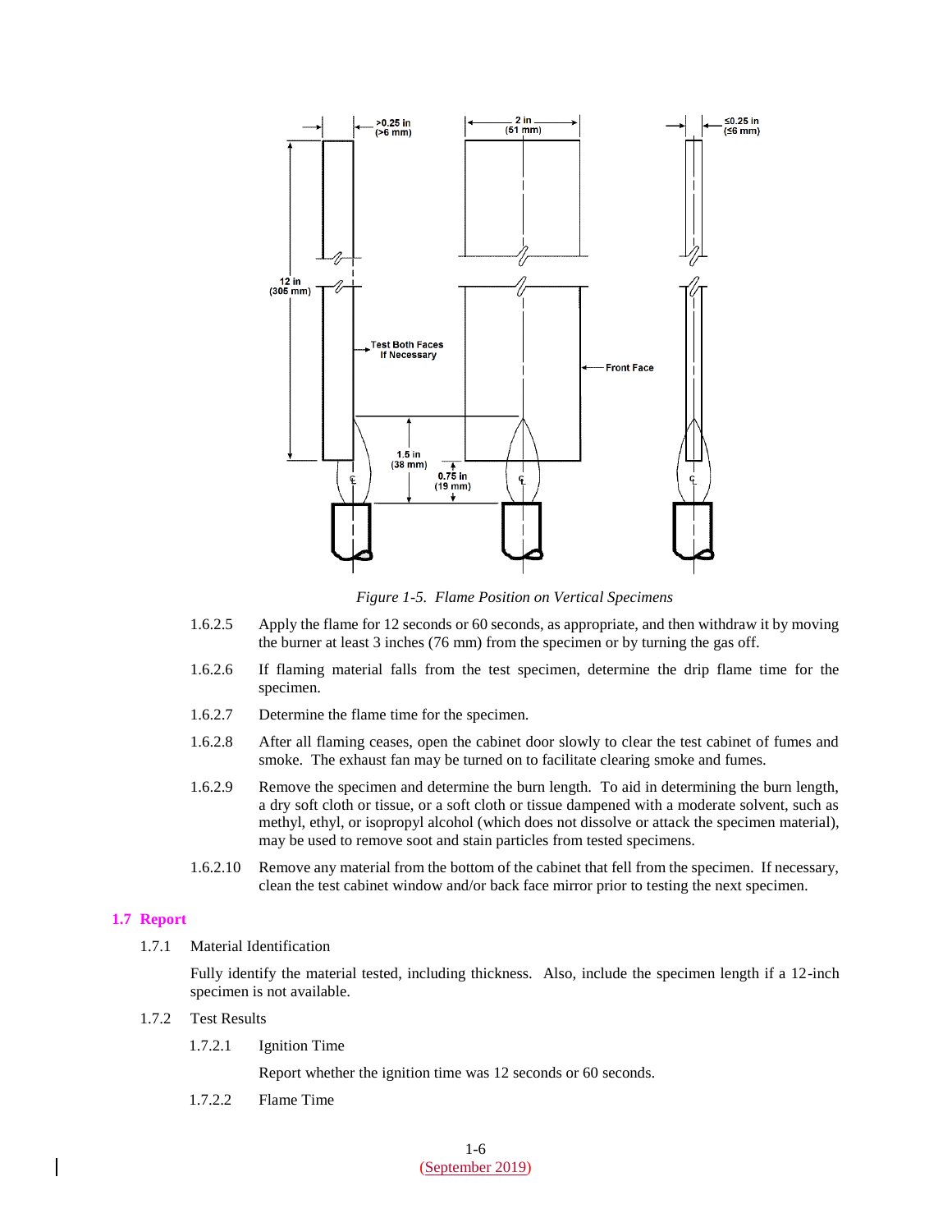*Figure 1-5. Flame Position on Vertical Specimens*

1.6.2.5 Apply the flame for 12 seconds or 60 seconds, as appropriate, and then withdraw it by moving the burner at least 3 inches (76 mm) from the specimen or by turning the gas off.

1.6.2.6 If flaming material falls from the test specimen, determine the drip flame time for the specimen.

1.6.2.7 Determine the flame time for the specimen.

1.6.2.8 After all flaming ceases, open the cabinet door slowly to clear the test cabinet of fumes and smoke. The exhaust fan may be turned on to facilitate clearing smoke and fumes.

1.6.2.9 Remove the specimen and determine the burn length. To aid in determining the burn length, a dry soft cloth or tissue, or a soft cloth or tissue dampened with a moderate solvent, such as methyl, ethyl, or isopropyl alcohol (which does not dissolve or attack the specimen material), may be used to remove soot and stain particles from tested specimens.

1.6.2.10 Remove any material from the bottom of the cabinet that fell from the specimen. If necessary, clean the test cabinet window and/or back face mirror prior to testing the next specimen.

## 1.7 Report

1.7.1 Material Identification

Fully identify the material tested, including thickness. Also, include the specimen length if a 12-inch specimen is not available.

1.7.2 Test Results

1.7.2.1 Ignition Time

Report whether the ignition time was 12 seconds or 60 seconds.

1.7.2.2 Flame Time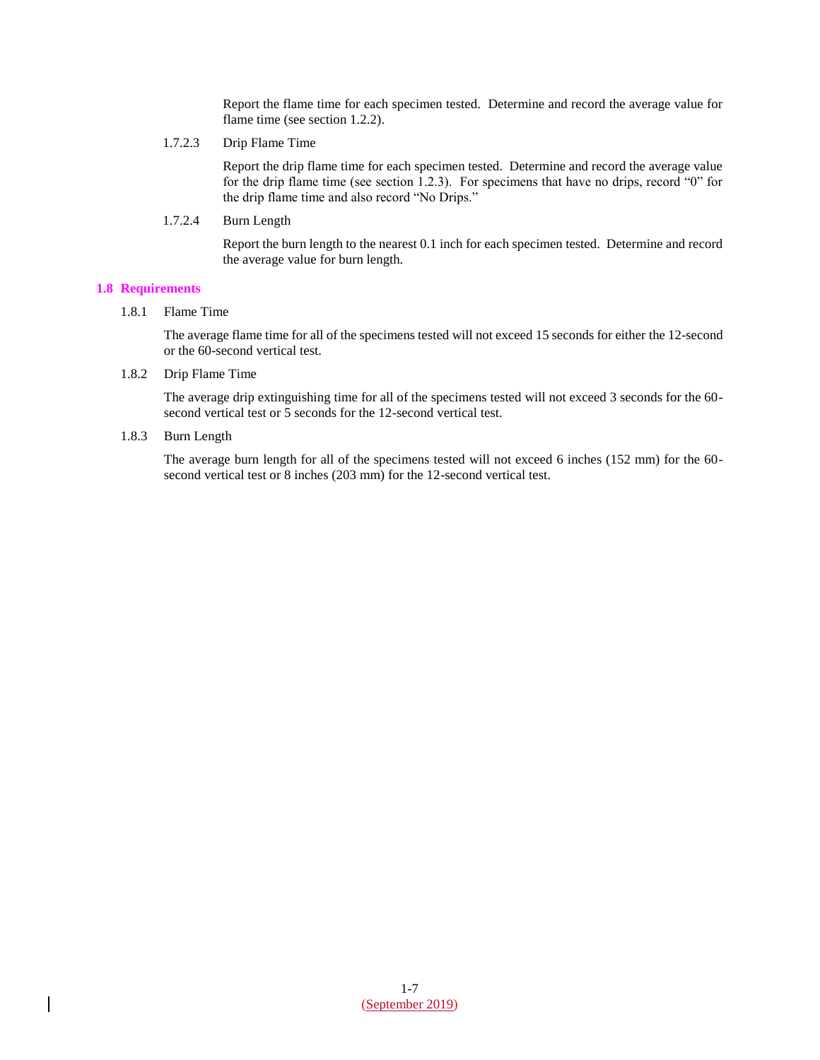Report the flame time for each specimen tested. Determine and record the average value for flame time (see section 1.2.2).

1.7.2.3 Drip Flame Time

Report the drip flame time for each specimen tested. Determine and record the average value for the drip flame time (see section 1.2.3). For specimens that have no drips, record "0" for the drip flame time and also record "No Drips."

1.7.2.4 Burn Length

Report the burn length to the nearest 0.1 inch for each specimen tested. Determine and record the average value for burn length.

## 1.8 Requirements

1.8.1 Flame Time

The average flame time for all of the specimens tested will not exceed 15 seconds for either the 12-second or the 60-second vertical test.

1.8.2 Drip Flame Time

The average drip extinguishing time for all of the specimens tested will not exceed 3 seconds for the 60-second vertical test or 5 seconds for the 12-second vertical test.

1.8.3 Burn Length

The average burn length for all of the specimens tested will not exceed 6 inches (152 mm) for the 60-second vertical test or 8 inches (203 mm) for the 12-second vertical test.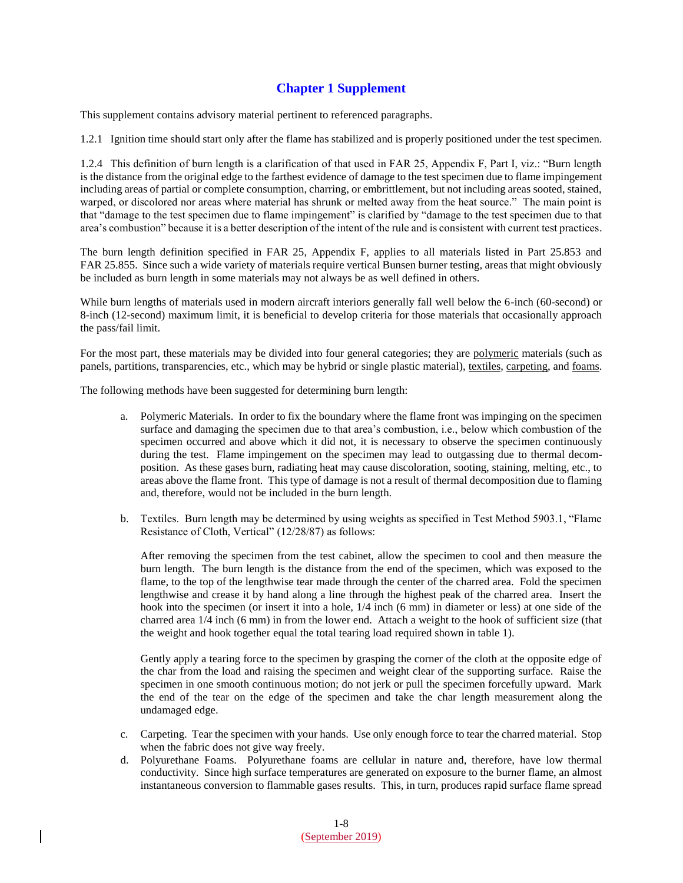# Chapter 1 Supplement

This supplement contains advisory material pertinent to referenced paragraphs.

1.2.1 Ignition time should start only after the flame has stabilized and is properly positioned under the test specimen.

1.2.4 This definition of burn length is a clarification of that used in FAR 25, Appendix F, Part I, viz.: "Burn length is the distance from the original edge to the farthest evidence of damage to the test specimen due to flame impingement including areas of partial or complete consumption, charring, or embrittlement, but not including areas sooted, stained, warped, or discolored nor areas where material has shrunk or melted away from the heat source." The main point is that "damage to the test specimen due to flame impingement" is clarified by "damage to the test specimen due to that area's combustion" because it is a better description of the intent of the rule and is consistent with current test practices.

The burn length definition specified in FAR 25, Appendix F, applies to all materials listed in Part 25.853 and FAR 25.855. Since such a wide variety of materials require vertical Bunsen burner testing, areas that might obviously be included as burn length in some materials may not always be as well defined in others.

While burn lengths of materials used in modern aircraft interiors generally fall well below the 6-inch (60-second) or 8-inch (12-second) maximum limit, it is beneficial to develop criteria for those materials that occasionally approach the pass/fail limit.

For the most part, these materials may be divided into four general categories; they are polymeric materials (such as panels, partitions, transparencies, etc., which may be hybrid or single plastic material), textiles, carpeting, and foams.

The following methods have been suggested for determining burn length:

a. Polymeric Materials. In order to fix the boundary where the flame front was impinging on the specimen surface and damaging the specimen due to that area's combustion, i.e., below which combustion of the specimen occurred and above which it did not, it is necessary to observe the specimen continuously during the test. Flame impingement on the specimen may lead to outgassing due to thermal decomposition. As these gases burn, radiating heat may cause discoloration, sooting, staining, melting, etc., to areas above the flame front. This type of damage is not a result of thermal decomposition due to flaming and, therefore, would not be included in the burn length.

b. Textiles. Burn length may be determined by using weights as specified in Test Method 5903.1, "Flame Resistance of Cloth, Vertical" (12/28/87) as follows:

   After removing the specimen from the test cabinet, allow the specimen to cool and then measure the burn length. The burn length is the distance from the end of the specimen, which was exposed to the flame, to the top of the lengthwise tear made through the center of the charred area. Fold the specimen lengthwise and crease it by hand along a line through the highest peak of the charred area. Insert the hook into the specimen (or insert it into a hole, 1/4 inch (6 mm) in diameter or less) at one side of the charred area 1/4 inch (6 mm) in from the lower end. Attach a weight to the hook of sufficient size (that the weight and hook together equal the total tearing load required shown in table 1).

   Gently apply a tearing force to the specimen by grasping the corner of the cloth at the opposite edge of the char from the load and raising the specimen and weight clear of the supporting surface. Raise the specimen in one smooth continuous motion; do not jerk or pull the specimen forcefully upward. Mark the end of the tear on the edge of the specimen and take the char length measurement along the undamaged edge.

c. Carpeting. Tear the specimen with your hands. Use only enough force to tear the charred material. Stop when the fabric does not give way freely.

d. Polyurethane Foams. Polyurethane foams are cellular in nature and, therefore, have low thermal conductivity. Since high surface temperatures are generated on exposure to the burner flame, an almost instantaneous conversion to flammable gases results. This, in turn, produces rapid surface flame spread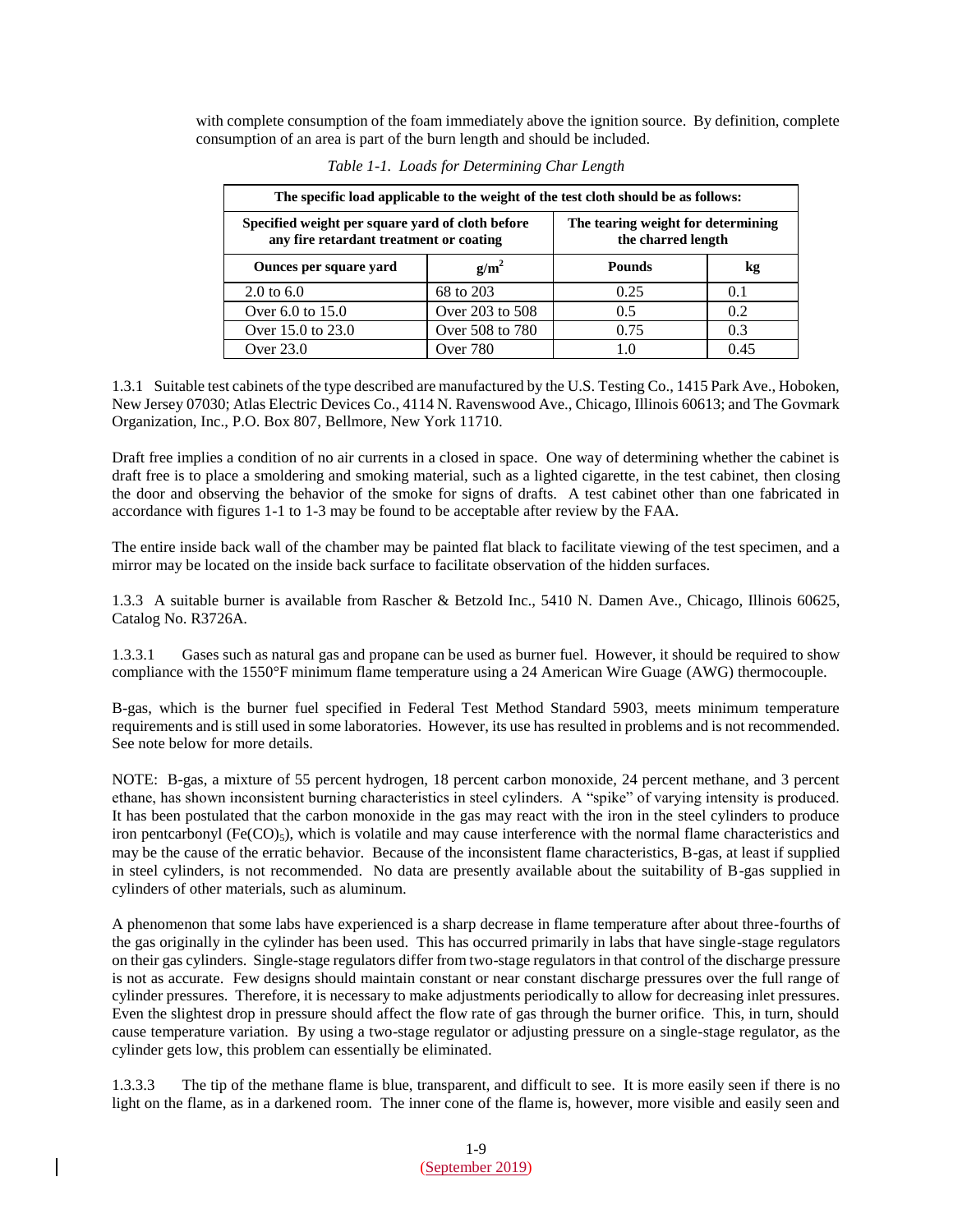with complete consumption of the foam immediately above the ignition source. By definition, complete consumption of an area is part of the burn length and should be included.

*Table 1-1. Loads for Determining Char Length*

| The specific load applicable to the weight of the test cloth should be as follows: | | | |
|---|---|---|---|
| **Specified weight per square yard of cloth before any fire retardant treatment or coating** | | **The tearing weight for determining the charred length** | |
| **Ounces per square yard** | **$g/m^2$** | **Pounds** | **kg** |
| 2.0 to 6.0 | 68 to 203 | 0.25 | 0.1 |
| Over 6.0 to 15.0 | Over 203 to 508 | 0.5 | 0.2 |
| Over 15.0 to 23.0 | Over 508 to 780 | 0.75 | 0.3 |
| Over 23.0 | Over 780 | 1.0 | 0.45 |

1.3.1 Suitable test cabinets of the type described are manufactured by the U.S. Testing Co., 1415 Park Ave., Hoboken, New Jersey 07030; Atlas Electric Devices Co., 4114 N. Ravenswood Ave., Chicago, Illinois 60613; and The Govmark Organization, Inc., P.O. Box 807, Bellmore, New York 11710.

Draft free implies a condition of no air currents in a closed in space. One way of determining whether the cabinet is draft free is to place a smoldering and smoking material, such as a lighted cigarette, in the test cabinet, then closing the door and observing the behavior of the smoke for signs of drafts. A test cabinet other than one fabricated in accordance with figures 1-1 to 1-3 may be found to be acceptable after review by the FAA.

The entire inside back wall of the chamber may be painted flat black to facilitate viewing of the test specimen, and a mirror may be located on the inside back surface to facilitate observation of the hidden surfaces.

1.3.3 A suitable burner is available from Rascher & Betzold Inc., 5410 N. Damen Ave., Chicago, Illinois 60625, Catalog No. R3726A.

1.3.3.1 Gases such as natural gas and propane can be used as burner fuel. However, it should be required to show compliance with the 1550°F minimum flame temperature using a 24 American Wire Guage (AWG) thermocouple.

B-gas, which is the burner fuel specified in Federal Test Method Standard 5903, meets minimum temperature requirements and is still used in some laboratories. However, its use has resulted in problems and is not recommended. See note below for more details.

NOTE: B-gas, a mixture of 55 percent hydrogen, 18 percent carbon monoxide, 24 percent methane, and 3 percent ethane, has shown inconsistent burning characteristics in steel cylinders. A "spike" of varying intensity is produced. It has been postulated that the carbon monoxide in the gas may react with the iron in the steel cylinders to produce iron pentcarbonyl ($Fe(CO)_5$), which is volatile and may cause interference with the normal flame characteristics and may be the cause of the erratic behavior. Because of the inconsistent flame characteristics, B-gas, at least if supplied in steel cylinders, is not recommended. No data are presently available about the suitability of B-gas supplied in cylinders of other materials, such as aluminum.

A phenomenon that some labs have experienced is a sharp decrease in flame temperature after about three-fourths of the gas originally in the cylinder has been used. This has occurred primarily in labs that have single-stage regulators on their gas cylinders. Single-stage regulators differ from two-stage regulators in that control of the discharge pressure is not as accurate. Few designs should maintain constant or near constant discharge pressures over the full range of cylinder pressures. Therefore, it is necessary to make adjustments periodically to allow for decreasing inlet pressures. Even the slightest drop in pressure should affect the flow rate of gas through the burner orifice. This, in turn, should cause temperature variation. By using a two-stage regulator or adjusting pressure on a single-stage regulator, as the cylinder gets low, this problem can essentially be eliminated.

1.3.3.3 The tip of the methane flame is blue, transparent, and difficult to see. It is more easily seen if there is no light on the flame, as in a darkened room. The inner cone of the flame is, however, more visible and easily seen and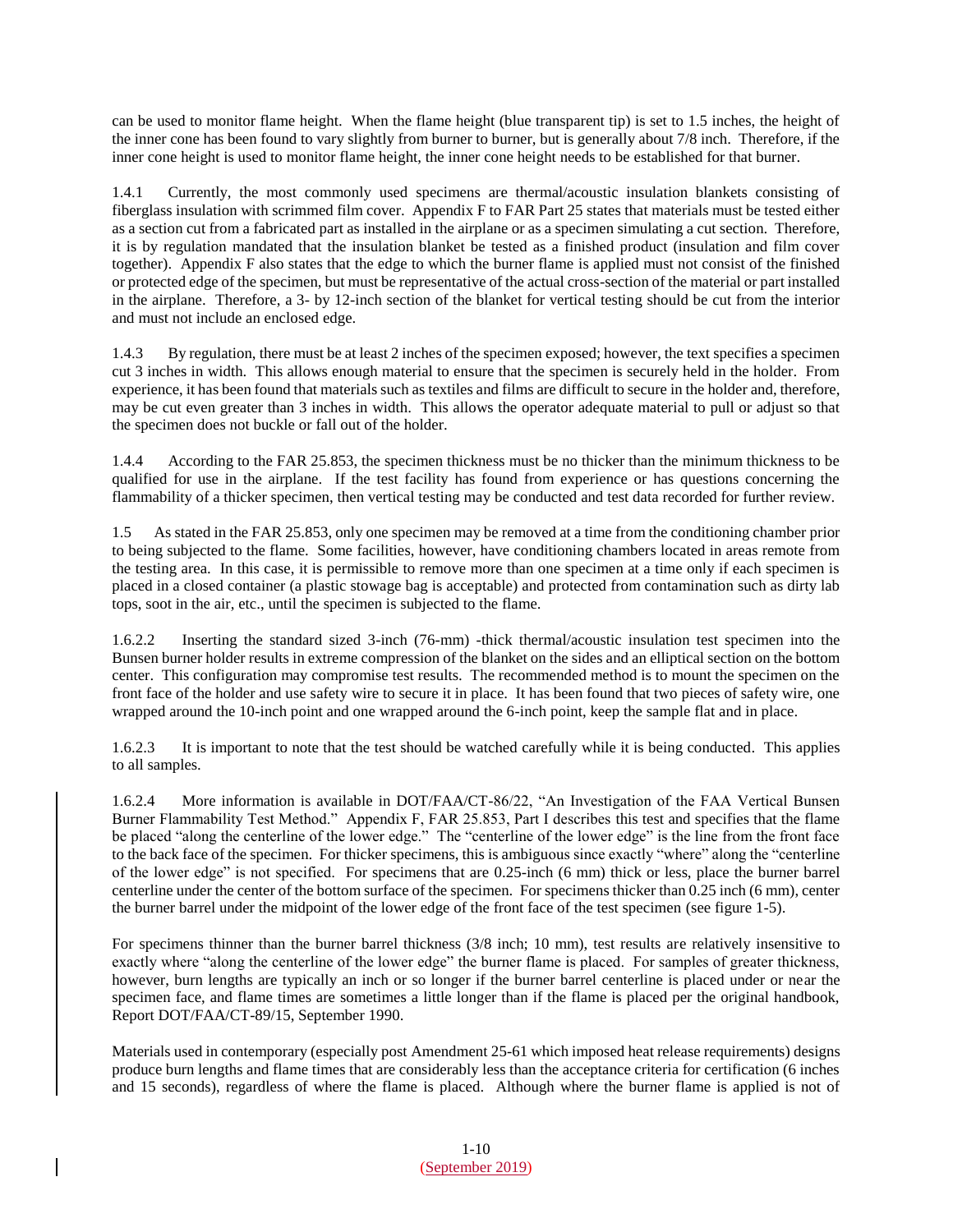can be used to monitor flame height. When the flame height (blue transparent tip) is set to 1.5 inches, the height of the inner cone has been found to vary slightly from burner to burner, but is generally about 7/8 inch. Therefore, if the inner cone height is used to monitor flame height, the inner cone height needs to be established for that burner.

1.4.1 Currently, the most commonly used specimens are thermal/acoustic insulation blankets consisting of fiberglass insulation with scrimmed film cover. Appendix F to FAR Part 25 states that materials must be tested either as a section cut from a fabricated part as installed in the airplane or as a specimen simulating a cut section. Therefore, it is by regulation mandated that the insulation blanket be tested as a finished product (insulation and film cover together). Appendix F also states that the edge to which the burner flame is applied must not consist of the finished or protected edge of the specimen, but must be representative of the actual cross-section of the material or part installed in the airplane. Therefore, a 3- by 12-inch section of the blanket for vertical testing should be cut from the interior and must not include an enclosed edge.

1.4.3 By regulation, there must be at least 2 inches of the specimen exposed; however, the text specifies a specimen cut 3 inches in width. This allows enough material to ensure that the specimen is securely held in the holder. From experience, it has been found that materials such as textiles and films are difficult to secure in the holder and, therefore, may be cut even greater than 3 inches in width. This allows the operator adequate material to pull or adjust so that the specimen does not buckle or fall out of the holder.

1.4.4 According to the FAR 25.853, the specimen thickness must be no thicker than the minimum thickness to be qualified for use in the airplane. If the test facility has found from experience or has questions concerning the flammability of a thicker specimen, then vertical testing may be conducted and test data recorded for further review.

1.5 As stated in the FAR 25.853, only one specimen may be removed at a time from the conditioning chamber prior to being subjected to the flame. Some facilities, however, have conditioning chambers located in areas remote from the testing area. In this case, it is permissible to remove more than one specimen at a time only if each specimen is placed in a closed container (a plastic stowage bag is acceptable) and protected from contamination such as dirty lab tops, soot in the air, etc., until the specimen is subjected to the flame.

1.6.2.2 Inserting the standard sized 3-inch (76-mm) -thick thermal/acoustic insulation test specimen into the Bunsen burner holder results in extreme compression of the blanket on the sides and an elliptical section on the bottom center. This configuration may compromise test results. The recommended method is to mount the specimen on the front face of the holder and use safety wire to secure it in place. It has been found that two pieces of safety wire, one wrapped around the 10-inch point and one wrapped around the 6-inch point, keep the sample flat and in place.

1.6.2.3 It is important to note that the test should be watched carefully while it is being conducted. This applies to all samples.

1.6.2.4 More information is available in DOT/FAA/CT-86/22, "An Investigation of the FAA Vertical Bunsen Burner Flammability Test Method." Appendix F, FAR 25.853, Part I describes this test and specifies that the flame be placed "along the centerline of the lower edge." The "centerline of the lower edge" is the line from the front face to the back face of the specimen. For thicker specimens, this is ambiguous since exactly "where" along the "centerline of the lower edge" is not specified. For specimens that are 0.25-inch (6 mm) thick or less, place the burner barrel centerline under the center of the bottom surface of the specimen. For specimens thicker than 0.25 inch (6 mm), center the burner barrel under the midpoint of the lower edge of the front face of the test specimen (see figure 1-5).

For specimens thinner than the burner barrel thickness (3/8 inch; 10 mm), test results are relatively insensitive to exactly where "along the centerline of the lower edge" the burner flame is placed. For samples of greater thickness, however, burn lengths are typically an inch or so longer if the burner barrel centerline is placed under or near the specimen face, and flame times are sometimes a little longer than if the flame is placed per the original handbook, Report DOT/FAA/CT-89/15, September 1990.

Materials used in contemporary (especially post Amendment 25-61 which imposed heat release requirements) designs produce burn lengths and flame times that are considerably less than the acceptance criteria for certification (6 inches and 15 seconds), regardless of where the flame is placed. Although where the burner flame is applied is not of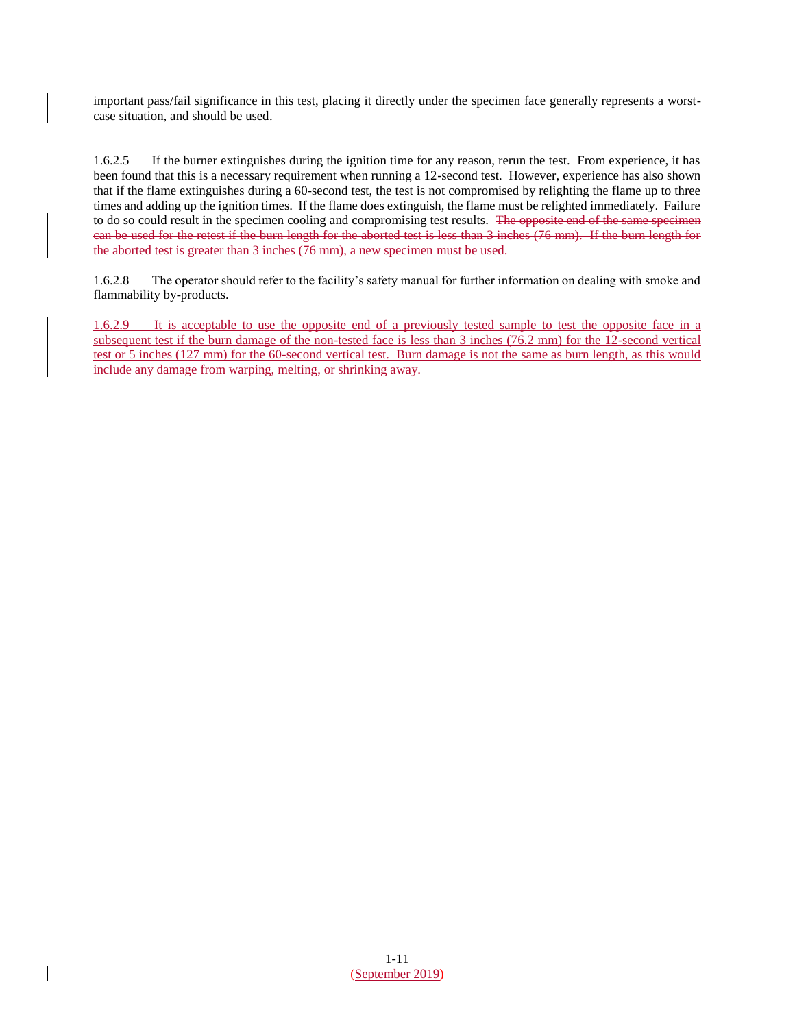important pass/fail significance in this test, placing it directly under the specimen face generally represents a worst-case situation, and should be used.

1.6.2.5 If the burner extinguishes during the ignition time for any reason, rerun the test. From experience, it has been found that this is a necessary requirement when running a 12-second test. However, experience has also shown that if the flame extinguishes during a 60-second test, the test is not compromised by relighting the flame up to three times and adding up the ignition times. If the flame does extinguish, the flame must be relighted immediately. Failure to do so could result in the specimen cooling and compromising test results. ~~The opposite end of the same specimen can be used for the retest if the burn length for the aborted test is less than 3 inches (76 mm). If the burn length for the aborted test is greater than 3 inches (76 mm), a new specimen must be used.~~

1.6.2.8 The operator should refer to the facility's safety manual for further information on dealing with smoke and flammability by-products.

1.6.2.9 It is acceptable to use the opposite end of a previously tested sample to test the opposite face in a subsequent test if the burn damage of the non-tested face is less than 3 inches (76.2 mm) for the 12-second vertical test or 5 inches (127 mm) for the 60-second vertical test. Burn damage is not the same as burn length, as this would include any damage from warping, melting, or shrinking away.